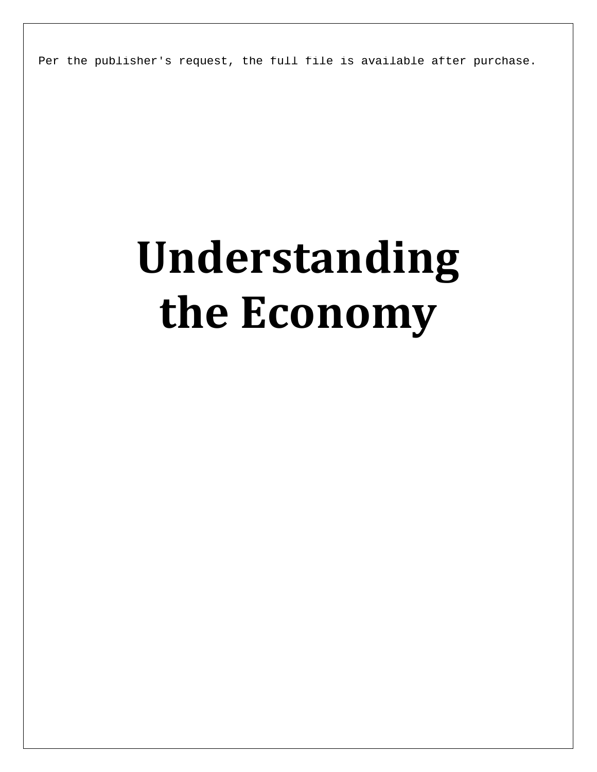# Understanding the Economy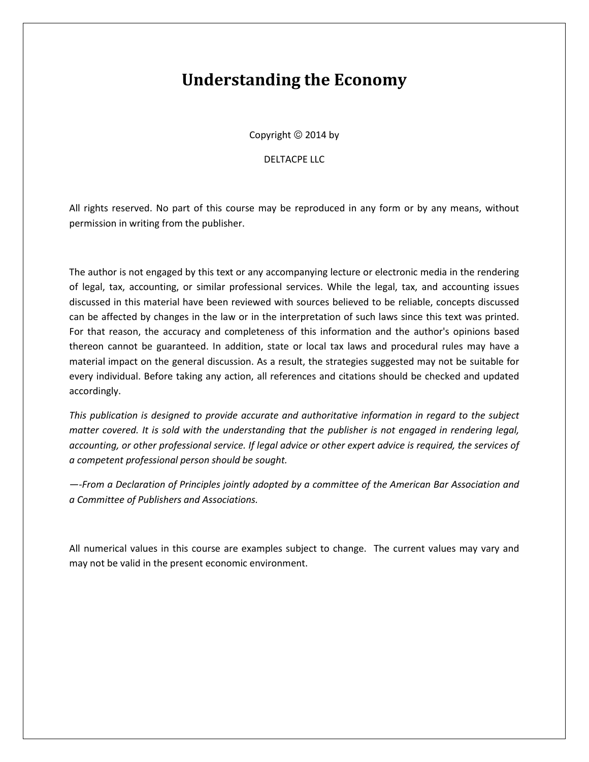# Understanding the Economy

Copyright Ⓒ 2014 by

DELTACPE LLC

All rights reserved. No part of this course may be reproduced in any form or by any means, without permission in writing from the publisher.

The author is not engaged by this text or any accompanying lecture or electronic media in the rendering of legal, tax, accounting, or similar professional services. While the legal, tax, and accounting issues discussed in this material have been reviewed with sources believed to be reliable, concepts discussed can be affected by changes in the law or in the interpretation of such laws since this text was printed. For that reason, the accuracy and completeness of this information and the author's opinions based thereon cannot be guaranteed. In addition, state or local tax laws and procedural rules may have a material impact on the general discussion. As a result, the strategies suggested may not be suitable for every individual. Before taking any action, all references and citations should be checked and updated accordingly.

*This publication is designed to provide accurate and authoritative information in regard to the subject matter covered. It is sold with the understanding that the publisher is not engaged in rendering legal, accounting, or other professional service. If legal advice or other expert advice is required, the services of a competent professional person should be sought.*

*—-From a Declaration of Principles jointly adopted by a committee of the American Bar Association and a Committee of Publishers and Associations.*

All numerical values in this course are examples subject to change. The current values may vary and may not be valid in the present economic environment.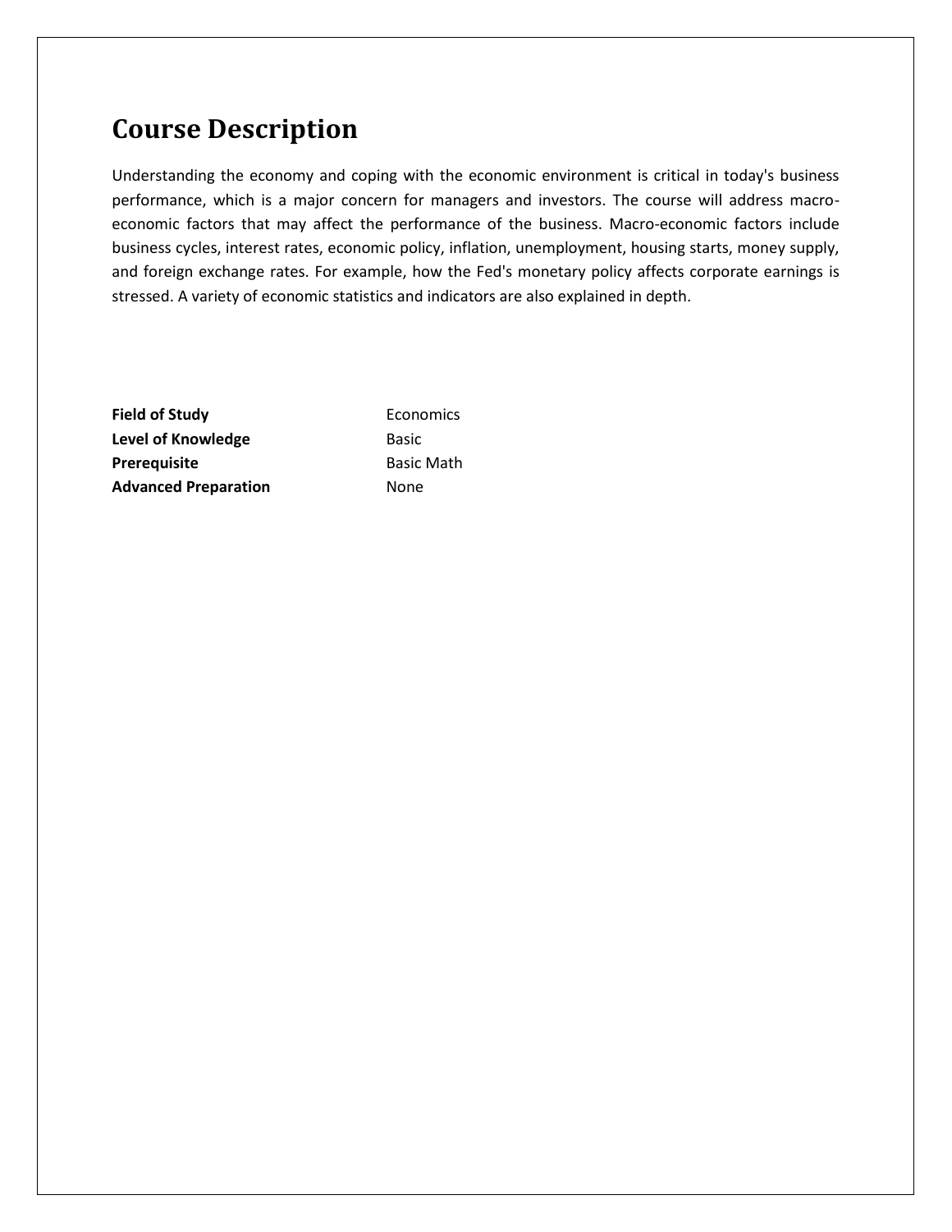# Course Description

Understanding the economy and coping with the economic environment is critical in today's business performance, which is a major concern for managers and investors. The course will address macro-economic factors that may affect the performance of the business. Macro-economic factors include business cycles, interest rates, economic policy, inflation, unemployment, housing starts, money supply, and foreign exchange rates. For example, how the Fed's monetary policy affects corporate earnings is stressed. A variety of economic statistics and indicators are also explained in depth.

| | |
|---|---|
| **Field of Study** | Economics |
| **Level of Knowledge** | Basic |
| **Prerequisite** | Basic Math |
| **Advanced Preparation** | None |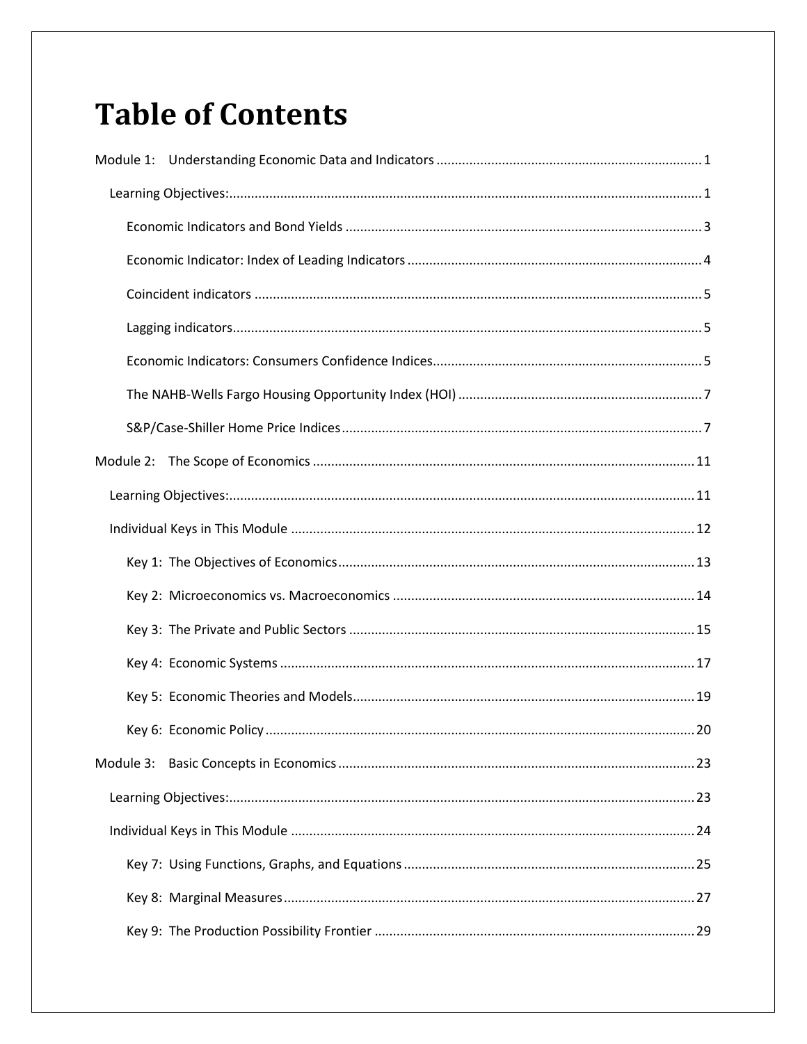# Table of Contents

- Module 1: Understanding Economic Data and Indicators ..... 1
  - Learning Objectives: ..... 1
    - Economic Indicators and Bond Yields ..... 3
    - Economic Indicator: Index of Leading Indicators ..... 4
    - Coincident indicators ..... 5
    - Lagging indicators ..... 5
    - Economic Indicators: Consumers Confidence Indices ..... 5
    - The NAHB-Wells Fargo Housing Opportunity Index (HOI) ..... 7
    - S&P/Case-Shiller Home Price Indices ..... 7
- Module 2: The Scope of Economics ..... 11
  - Learning Objectives: ..... 11
  - Individual Keys in This Module ..... 12
    - Key 1: The Objectives of Economics ..... 13
    - Key 2: Microeconomics vs. Macroeconomics ..... 14
    - Key 3: The Private and Public Sectors ..... 15
    - Key 4: Economic Systems ..... 17
    - Key 5: Economic Theories and Models ..... 19
    - Key 6: Economic Policy ..... 20
- Module 3: Basic Concepts in Economics ..... 23
  - Learning Objectives: ..... 23
  - Individual Keys in This Module ..... 24
    - Key 7: Using Functions, Graphs, and Equations ..... 25
    - Key 8: Marginal Measures ..... 27
    - Key 9: The Production Possibility Frontier ..... 29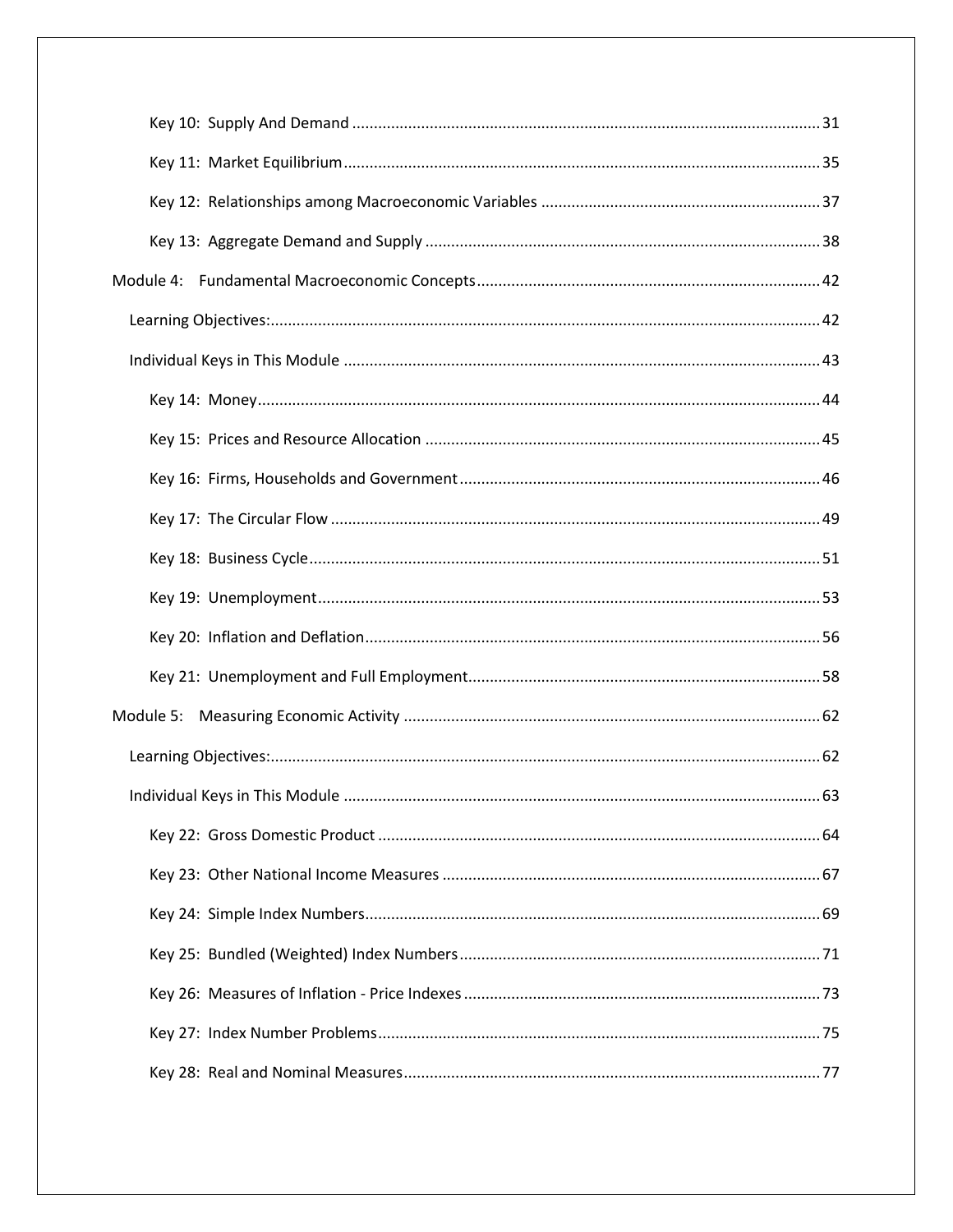- Key 10: Supply And Demand ........................................ 31
- Key 11: Market Equilibrium ........................................ 35
- Key 12: Relationships among Macroeconomic Variables ........................................ 37
- Key 13: Aggregate Demand and Supply ........................................ 38

Module 4: Fundamental Macroeconomic Concepts ........................................ 42

- Learning Objectives: ........................................ 42
- Individual Keys in This Module ........................................ 43
  - Key 14: Money ........................................ 44
  - Key 15: Prices and Resource Allocation ........................................ 45
  - Key 16: Firms, Households and Government ........................................ 46
  - Key 17: The Circular Flow ........................................ 49
  - Key 18: Business Cycle ........................................ 51
  - Key 19: Unemployment ........................................ 53
  - Key 20: Inflation and Deflation ........................................ 56
  - Key 21: Unemployment and Full Employment ........................................ 58

Module 5: Measuring Economic Activity ........................................ 62

- Learning Objectives: ........................................ 62
- Individual Keys in This Module ........................................ 63
  - Key 22: Gross Domestic Product ........................................ 64
  - Key 23: Other National Income Measures ........................................ 67
  - Key 24: Simple Index Numbers ........................................ 69
  - Key 25: Bundled (Weighted) Index Numbers ........................................ 71
  - Key 26: Measures of Inflation - Price Indexes ........................................ 73
  - Key 27: Index Number Problems ........................................ 75
  - Key 28: Real and Nominal Measures ........................................ 77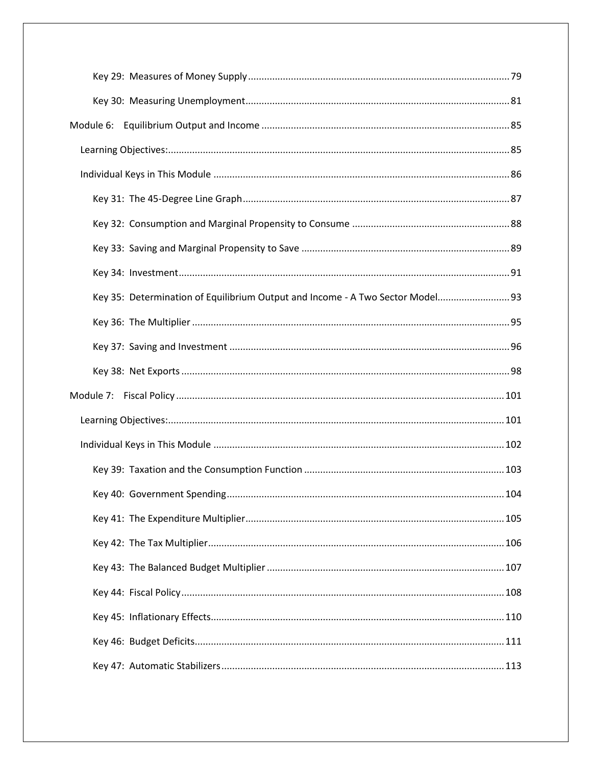- Key 29: Measures of Money Supply ........ 79
- Key 30: Measuring Unemployment ........ 81

Module 6: Equilibrium Output and Income ........ 85

- Learning Objectives: ........ 85
- Individual Keys in This Module ........ 86
  - Key 31: The 45-Degree Line Graph ........ 87
  - Key 32: Consumption and Marginal Propensity to Consume ........ 88
  - Key 33: Saving and Marginal Propensity to Save ........ 89
  - Key 34: Investment ........ 91
  - Key 35: Determination of Equilibrium Output and Income - A Two Sector Model ........ 93
  - Key 36: The Multiplier ........ 95
  - Key 37: Saving and Investment ........ 96
  - Key 38: Net Exports ........ 98

Module 7: Fiscal Policy ........ 101

- Learning Objectives: ........ 101
- Individual Keys in This Module ........ 102
  - Key 39: Taxation and the Consumption Function ........ 103
  - Key 40: Government Spending ........ 104
  - Key 41: The Expenditure Multiplier ........ 105
  - Key 42: The Tax Multiplier ........ 106
  - Key 43: The Balanced Budget Multiplier ........ 107
  - Key 44: Fiscal Policy ........ 108
  - Key 45: Inflationary Effects ........ 110
  - Key 46: Budget Deficits ........ 111
  - Key 47: Automatic Stabilizers ........ 113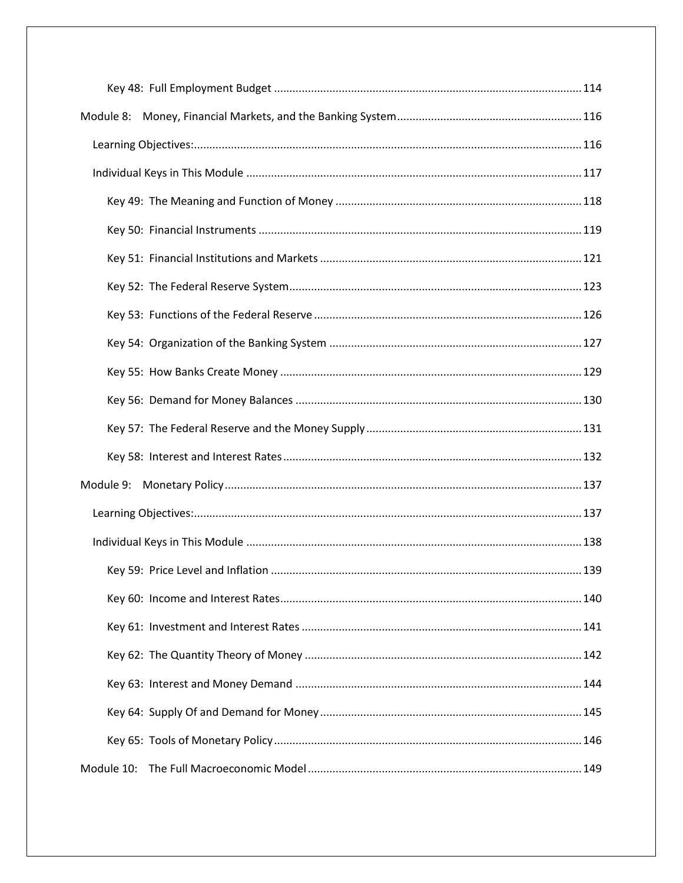- Key 48: Full Employment Budget ........ 114

Module 8: Money, Financial Markets, and the Banking System ........ 116

- Learning Objectives: ........ 116
- Individual Keys in This Module ........ 117
  - Key 49: The Meaning and Function of Money ........ 118
  - Key 50: Financial Instruments ........ 119
  - Key 51: Financial Institutions and Markets ........ 121
  - Key 52: The Federal Reserve System ........ 123
  - Key 53: Functions of the Federal Reserve ........ 126
  - Key 54: Organization of the Banking System ........ 127
  - Key 55: How Banks Create Money ........ 129
  - Key 56: Demand for Money Balances ........ 130
  - Key 57: The Federal Reserve and the Money Supply ........ 131
  - Key 58: Interest and Interest Rates ........ 132

Module 9: Monetary Policy ........ 137

- Learning Objectives: ........ 137
- Individual Keys in This Module ........ 138
  - Key 59: Price Level and Inflation ........ 139
  - Key 60: Income and Interest Rates ........ 140
  - Key 61: Investment and Interest Rates ........ 141
  - Key 62: The Quantity Theory of Money ........ 142
  - Key 63: Interest and Money Demand ........ 144
  - Key 64: Supply Of and Demand for Money ........ 145
  - Key 65: Tools of Monetary Policy ........ 146

Module 10: The Full Macroeconomic Model ........ 149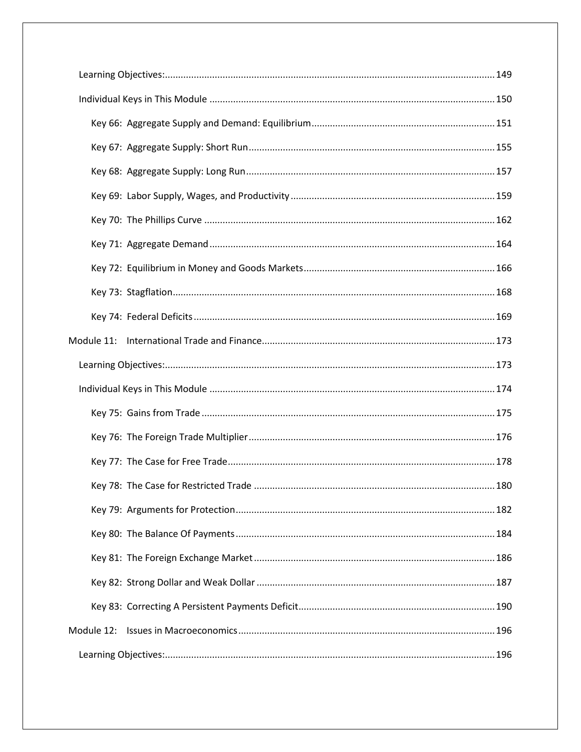- Learning Objectives: 149
- Individual Keys in This Module 150
  - Key 66: Aggregate Supply and Demand: Equilibrium 151
  - Key 67: Aggregate Supply: Short Run 155
  - Key 68: Aggregate Supply: Long Run 157
  - Key 69: Labor Supply, Wages, and Productivity 159
  - Key 70: The Phillips Curve 162
  - Key 71: Aggregate Demand 164
  - Key 72: Equilibrium in Money and Goods Markets 166
  - Key 73: Stagflation 168
  - Key 74: Federal Deficits 169

Module 11: International Trade and Finance 173

- Learning Objectives: 173
- Individual Keys in This Module 174
  - Key 75: Gains from Trade 175
  - Key 76: The Foreign Trade Multiplier 176
  - Key 77: The Case for Free Trade 178
  - Key 78: The Case for Restricted Trade 180
  - Key 79: Arguments for Protection 182
  - Key 80: The Balance Of Payments 184
  - Key 81: The Foreign Exchange Market 186
  - Key 82: Strong Dollar and Weak Dollar 187
  - Key 83: Correcting A Persistent Payments Deficit 190

Module 12: Issues in Macroeconomics 196

- Learning Objectives: 196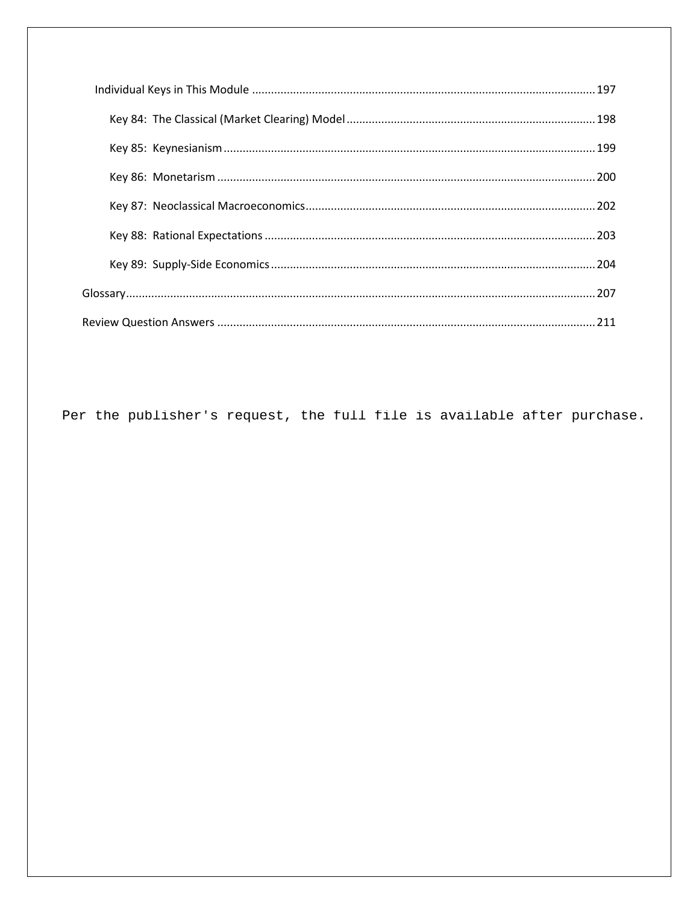Individual Keys in This Module ............................................................................................................ 197

Key 84: The Classical (Market Clearing) Model .............................................................................. 198

Key 85: Keynesianism ..................................................................................................................... 199

Key 86: Monetarism ....................................................................................................................... 200

Key 87: Neoclassical Macroeconomics ........................................................................................... 202

Key 88: Rational Expectations ........................................................................................................ 203

Key 89: Supply-Side Economics ...................................................................................................... 204

Glossary ................................................................................................................................................... 207

Review Question Answers ....................................................................................................................... 211

Per the publisher's request, the full file is available after purchase.